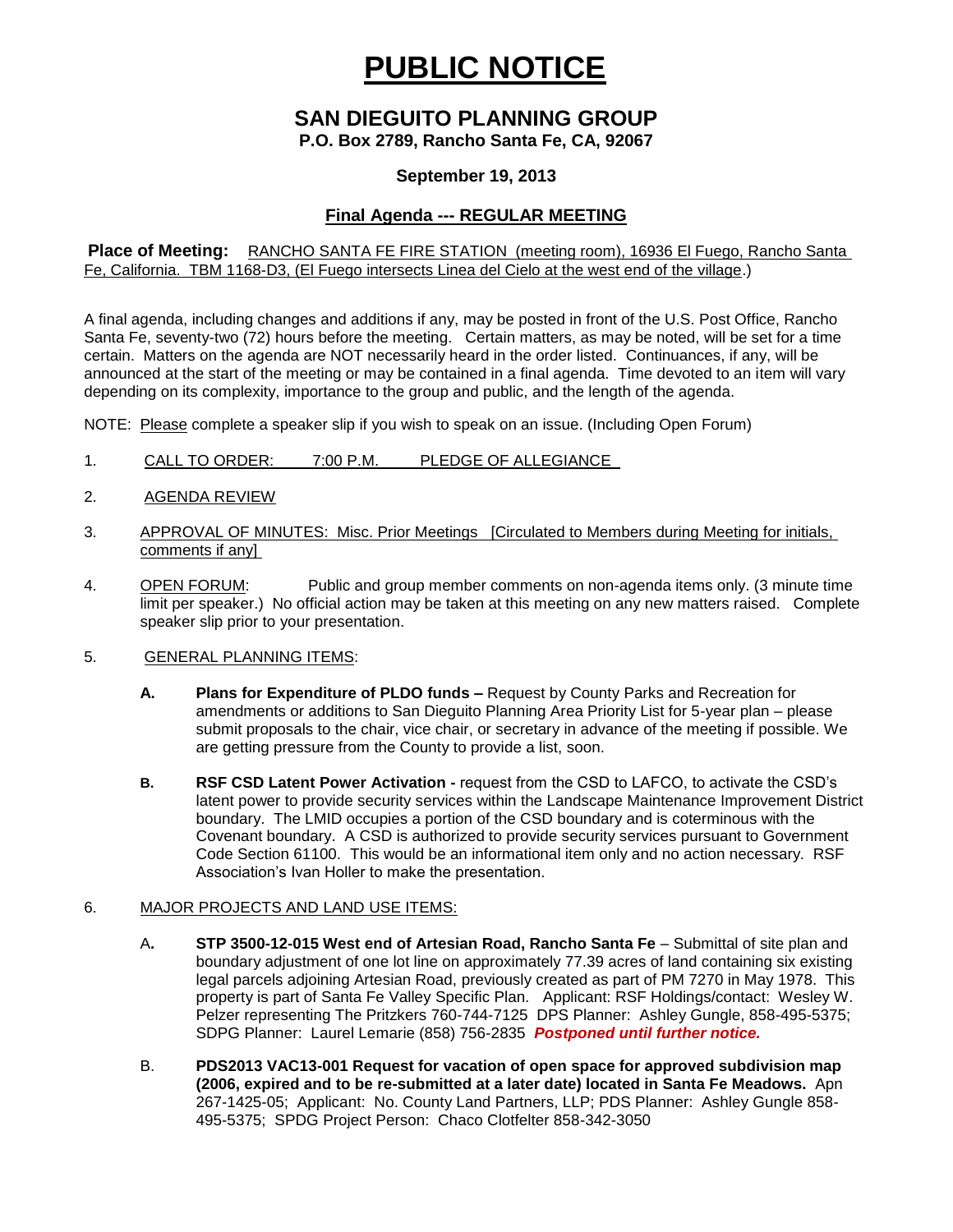# PUBLIC NOTICE

## SAN DIEGUITO PLANNING GROUP

**P.O. Box 2789, Rancho Santa Fe, CA, 92067**

**September 19, 2013**

### Final Agenda --- REGULAR MEETING

**Place of Meeting:** RANCHO SANTA FE FIRE STATION (meeting room), 16936 El Fuego, Rancho Santa Fe, California. TBM 1168-D3, (El Fuego intersects Linea del Cielo at the west end of the village.)

A final agenda, including changes and additions if any, may be posted in front of the U.S. Post Office, Rancho Santa Fe, seventy-two (72) hours before the meeting. Certain matters, as may be noted, will be set for a time certain. Matters on the agenda are NOT necessarily heard in the order listed. Continuances, if any, will be announced at the start of the meeting or may be contained in a final agenda. Time devoted to an item will vary depending on its complexity, importance to the group and public, and the length of the agenda.

NOTE: Please complete a speaker slip if you wish to speak on an issue. (Including Open Forum)

1. CALL TO ORDER: 7:00 P.M. PLEDGE OF ALLEGIANCE

2. AGENDA REVIEW

3. APPROVAL OF MINUTES: Misc. Prior Meetings [Circulated to Members during Meeting for initials, comments if any]

4. OPEN FORUM: Public and group member comments on non-agenda items only. (3 minute time limit per speaker.) No official action may be taken at this meeting on any new matters raised. Complete speaker slip prior to your presentation.

5. GENERAL PLANNING ITEMS:

   **A. Plans for Expenditure of PLDO funds –** Request by County Parks and Recreation for amendments or additions to San Dieguito Planning Area Priority List for 5-year plan – please submit proposals to the chair, vice chair, or secretary in advance of the meeting if possible. We are getting pressure from the County to provide a list, soon.

   **B. RSF CSD Latent Power Activation -** request from the CSD to LAFCO, to activate the CSD's latent power to provide security services within the Landscape Maintenance Improvement District boundary. The LMID occupies a portion of the CSD boundary and is coterminous with the Covenant boundary. A CSD is authorized to provide security services pursuant to Government Code Section 61100. This would be an informational item only and no action necessary. RSF Association's Ivan Holler to make the presentation.

6. MAJOR PROJECTS AND LAND USE ITEMS:

   A**. STP 3500-12-015 West end of Artesian Road, Rancho Santa Fe** – Submittal of site plan and boundary adjustment of one lot line on approximately 77.39 acres of land containing six existing legal parcels adjoining Artesian Road, previously created as part of PM 7270 in May 1978. This property is part of Santa Fe Valley Specific Plan. Applicant: RSF Holdings/contact: Wesley W. Pelzer representing The Pritzkers 760-744-7125 DPS Planner: Ashley Gungle, 858-495-5375; SDPG Planner: Laurel Lemarie (858) 756-2835 ***Postponed until further notice.***

   B. **PDS2013 VAC13-001 Request for vacation of open space for approved subdivision map (2006, expired and to be re-submitted at a later date) located in Santa Fe Meadows.** Apn 267-1425-05; Applicant: No. County Land Partners, LLP; PDS Planner: Ashley Gungle 858-495-5375; SPDG Project Person: Chaco Clotfelter 858-342-3050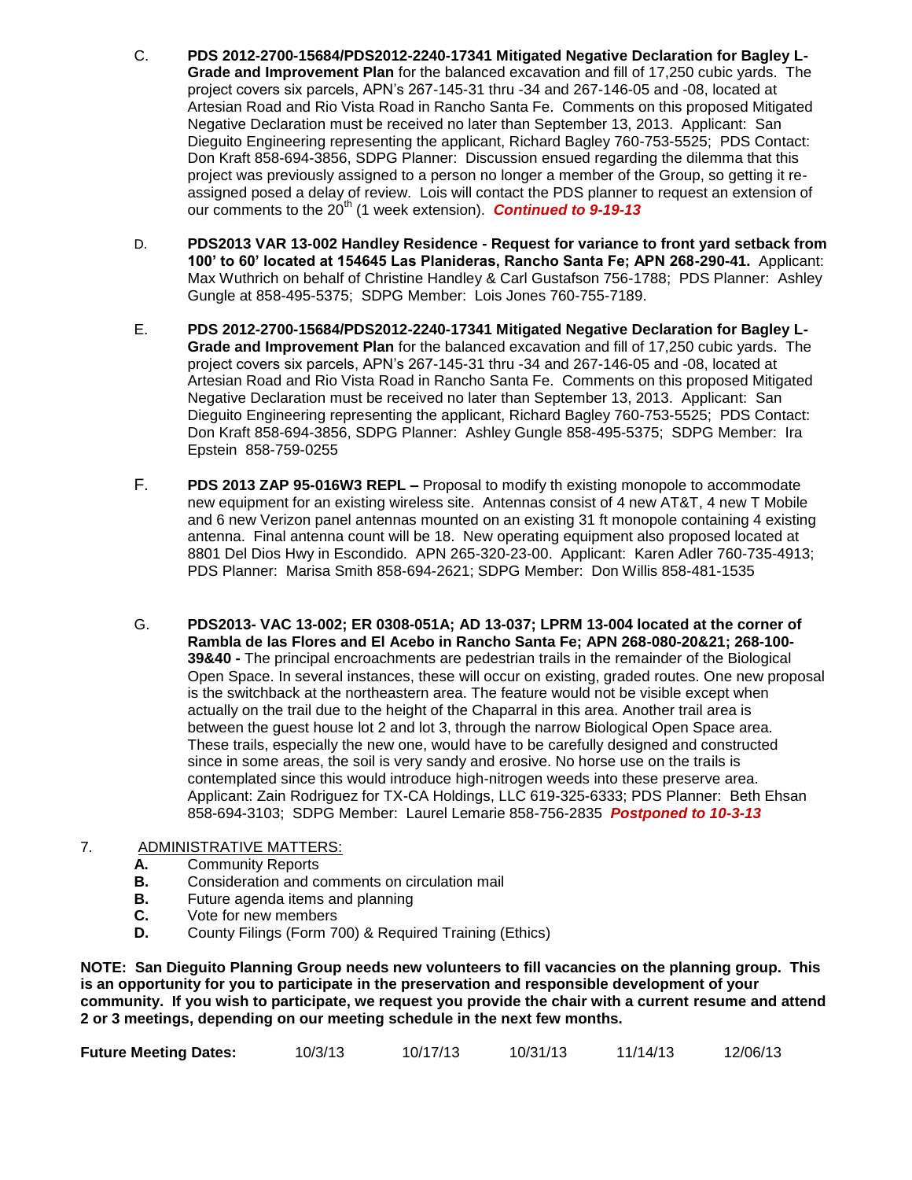C. **PDS 2012-2700-15684/PDS2012-2240-17341 Mitigated Negative Declaration for Bagley L-Grade and Improvement Plan** for the balanced excavation and fill of 17,250 cubic yards. The project covers six parcels, APN's 267-145-31 thru -34 and 267-146-05 and -08, located at Artesian Road and Rio Vista Road in Rancho Santa Fe. Comments on this proposed Mitigated Negative Declaration must be received no later than September 13, 2013. Applicant: San Dieguito Engineering representing the applicant, Richard Bagley 760-753-5525; PDS Contact: Don Kraft 858-694-3856, SDPG Planner: Discussion ensued regarding the dilemma that this project was previously assigned to a person no longer a member of the Group, so getting it re-assigned posed a delay of review. Lois will contact the PDS planner to request an extension of our comments to the 20th (1 week extension). ***Continued to 9-19-13***

D. **PDS2013 VAR 13-002 Handley Residence - Request for variance to front yard setback from 100' to 60' located at 154645 Las Planideras, Rancho Santa Fe; APN 268-290-41.** Applicant: Max Wuthrich on behalf of Christine Handley & Carl Gustafson 756-1788; PDS Planner: Ashley Gungle at 858-495-5375; SDPG Member: Lois Jones 760-755-7189.

E. **PDS 2012-2700-15684/PDS2012-2240-17341 Mitigated Negative Declaration for Bagley L-Grade and Improvement Plan** for the balanced excavation and fill of 17,250 cubic yards. The project covers six parcels, APN's 267-145-31 thru -34 and 267-146-05 and -08, located at Artesian Road and Rio Vista Road in Rancho Santa Fe. Comments on this proposed Mitigated Negative Declaration must be received no later than September 13, 2013. Applicant: San Dieguito Engineering representing the applicant, Richard Bagley 760-753-5525; PDS Contact: Don Kraft 858-694-3856, SDPG Planner: Ashley Gungle 858-495-5375; SDPG Member: Ira Epstein 858-759-0255

F. **PDS 2013 ZAP 95-016W3 REPL –** Proposal to modify th existing monopole to accommodate new equipment for an existing wireless site. Antennas consist of 4 new AT&T, 4 new T Mobile and 6 new Verizon panel antennas mounted on an existing 31 ft monopole containing 4 existing antenna. Final antenna count will be 18. New operating equipment also proposed located at 8801 Del Dios Hwy in Escondido. APN 265-320-23-00. Applicant: Karen Adler 760-735-4913; PDS Planner: Marisa Smith 858-694-2621; SDPG Member: Don Willis 858-481-1535

G. **PDS2013- VAC 13-002; ER 0308-051A; AD 13-037; LPRM 13-004 located at the corner of Rambla de las Flores and El Acebo in Rancho Santa Fe; APN 268-080-20&21; 268-100-39&40 -** The principal encroachments are pedestrian trails in the remainder of the Biological Open Space. In several instances, these will occur on existing, graded routes. One new proposal is the switchback at the northeastern area. The feature would not be visible except when actually on the trail due to the height of the Chaparral in this area. Another trail area is between the guest house lot 2 and lot 3, through the narrow Biological Open Space area. These trails, especially the new one, would have to be carefully designed and constructed since in some areas, the soil is very sandy and erosive. No horse use on the trails is contemplated since this would introduce high-nitrogen weeds into these preserve area. Applicant: Zain Rodriguez for TX-CA Holdings, LLC 619-325-6333; PDS Planner: Beth Ehsan 858-694-3103; SDPG Member: Laurel Lemarie 858-756-2835 ***Postponed to 10-3-13***

7. ADMINISTRATIVE MATTERS:
   **A.** Community Reports
   **B.** Consideration and comments on circulation mail
   **B.** Future agenda items and planning
   **C.** Vote for new members
   **D.** County Filings (Form 700) & Required Training (Ethics)

**NOTE: San Dieguito Planning Group needs new volunteers to fill vacancies on the planning group. This is an opportunity for you to participate in the preservation and responsible development of your community. If you wish to participate, we request you provide the chair with a current resume and attend 2 or 3 meetings, depending on our meeting schedule in the next few months.**

**Future Meeting Dates:** 10/3/13 10/17/13 10/31/13 11/14/13 12/06/13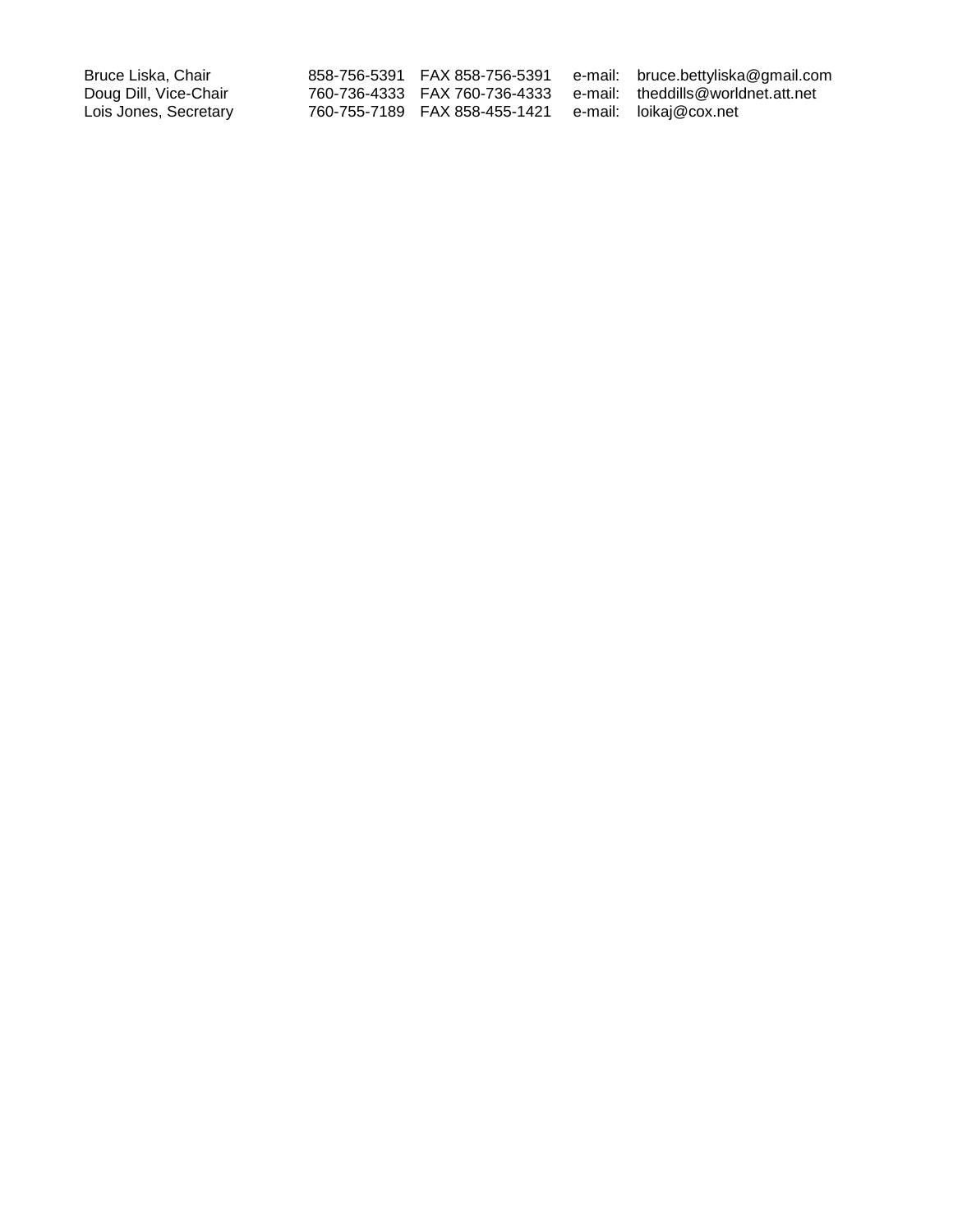| | | | | |
|---|---|---|---|---|
| Bruce Liska, Chair | 858-756-5391 | FAX 858-756-5391 | e-mail: | bruce.bettyliska@gmail.com |
| Doug Dill, Vice-Chair | 760-736-4333 | FAX 760-736-4333 | e-mail: | theddills@worldnet.att.net |
| Lois Jones, Secretary | 760-755-7189 | FAX 858-455-1421 | e-mail: | loikaj@cox.net |